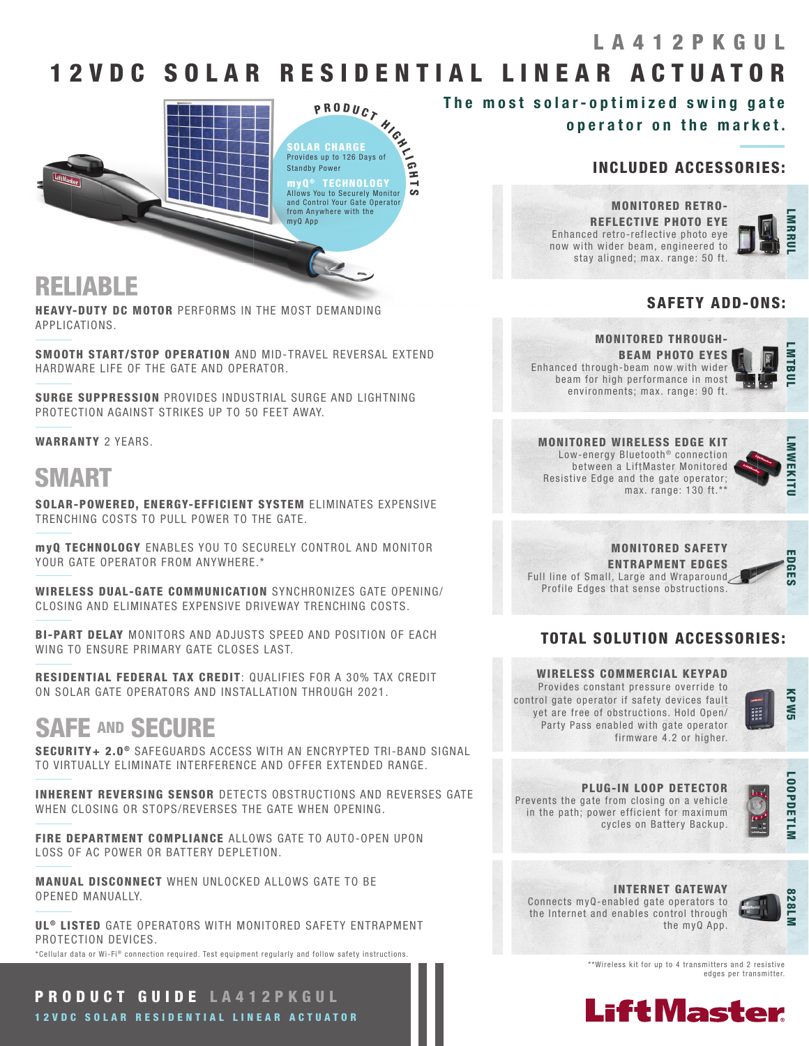# LA412PKGUL

# 12VDC SOLAR RESIDENTIAL LINEAR ACTUATOR

**The most solar-optimized swing gate operator on the market.**

**PRODUCT HIGHLIGHTS**

**SOLAR CHARGE**
Provides up to 126 Days of Standby Power

**myQ® TECHNOLOGY**
Allows You to Securely Monitor and Control Your Gate Operator from Anywhere with the myQ App

## RELIABLE

**HEAVY-DUTY DC MOTOR** PERFORMS IN THE MOST DEMANDING APPLICATIONS.

**SMOOTH START/STOP OPERATION** AND MID-TRAVEL REVERSAL EXTEND HARDWARE LIFE OF THE GATE AND OPERATOR.

**SURGE SUPPRESSION** PROVIDES INDUSTRIAL SURGE AND LIGHTNING PROTECTION AGAINST STRIKES UP TO 50 FEET AWAY.

**WARRANTY** 2 YEARS.

## SMART

**SOLAR-POWERED, ENERGY-EFFICIENT SYSTEM** ELIMINATES EXPENSIVE TRENCHING COSTS TO PULL POWER TO THE GATE.

**myQ TECHNOLOGY** ENABLES YOU TO SECURELY CONTROL AND MONITOR YOUR GATE OPERATOR FROM ANYWHERE.*

**WIRELESS DUAL-GATE COMMUNICATION** SYNCHRONIZES GATE OPENING/CLOSING AND ELIMINATES EXPENSIVE DRIVEWAY TRENCHING COSTS.

**BI-PART DELAY** MONITORS AND ADJUSTS SPEED AND POSITION OF EACH WING TO ENSURE PRIMARY GATE CLOSES LAST.

**RESIDENTIAL FEDERAL TAX CREDIT**: QUALIFIES FOR A 30% TAX CREDIT ON SOLAR GATE OPERATORS AND INSTALLATION THROUGH 2021.

## SAFE AND SECURE

**SECURITY+ 2.0®** SAFEGUARDS ACCESS WITH AN ENCRYPTED TRI-BAND SIGNAL TO VIRTUALLY ELIMINATE INTERFERENCE AND OFFER EXTENDED RANGE.

**INHERENT REVERSING SENSOR** DETECTS OBSTRUCTIONS AND REVERSES GATE WHEN CLOSING OR STOPS/REVERSES THE GATE WHEN OPENING.

**FIRE DEPARTMENT COMPLIANCE** ALLOWS GATE TO AUTO-OPEN UPON LOSS OF AC POWER OR BATTERY DEPLETION.

**MANUAL DISCONNECT** WHEN UNLOCKED ALLOWS GATE TO BE OPENED MANUALLY.

**UL® LISTED** GATE OPERATORS WITH MONITORED SAFETY ENTRAPMENT PROTECTION DEVICES.

*Cellular data or Wi-Fi® connection required. Test equipment regularly and follow safety instructions.

## INCLUDED ACCESSORIES:

**LMRRUL — MONITORED RETRO-REFLECTIVE PHOTO EYE**
Enhanced retro-reflective photo eye now with wider beam, engineered to stay aligned; max. range: 50 ft.

## SAFETY ADD-ONS:

**LMTBUL — MONITORED THROUGH-BEAM PHOTO EYES**
Enhanced through-beam now with wider beam for high performance in most environments; max. range: 90 ft.

**LMWEKITU — MONITORED WIRELESS EDGE KIT**
Low-energy Bluetooth® connection between a LiftMaster Monitored Resistive Edge and the gate operator; max. range: 130 ft.**

**EDGES — MONITORED SAFETY ENTRAPMENT EDGES**
Full line of Small, Large and Wraparound Profile Edges that sense obstructions.

## TOTAL SOLUTION ACCESSORIES:

**KPW5 — WIRELESS COMMERCIAL KEYPAD**
Provides constant pressure override to control gate operator if safety devices fault yet are free of obstructions. Hold Open/Party Pass enabled with gate operator firmware 4.2 or higher.

**LOOPDETLM — PLUG-IN LOOP DETECTOR**
Prevents the gate from closing on a vehicle in the path; power efficient for maximum cycles on Battery Backup.

**828LM — INTERNET GATEWAY**
Connects myQ-enabled gate operators to the Internet and enables control through the myQ App.

**Wireless kit for up to 4 transmitters and 2 resistive edges per transmitter.

**PRODUCT GUIDE LA412PKGUL**
12VDC SOLAR RESIDENTIAL LINEAR ACTUATOR

LiftMaster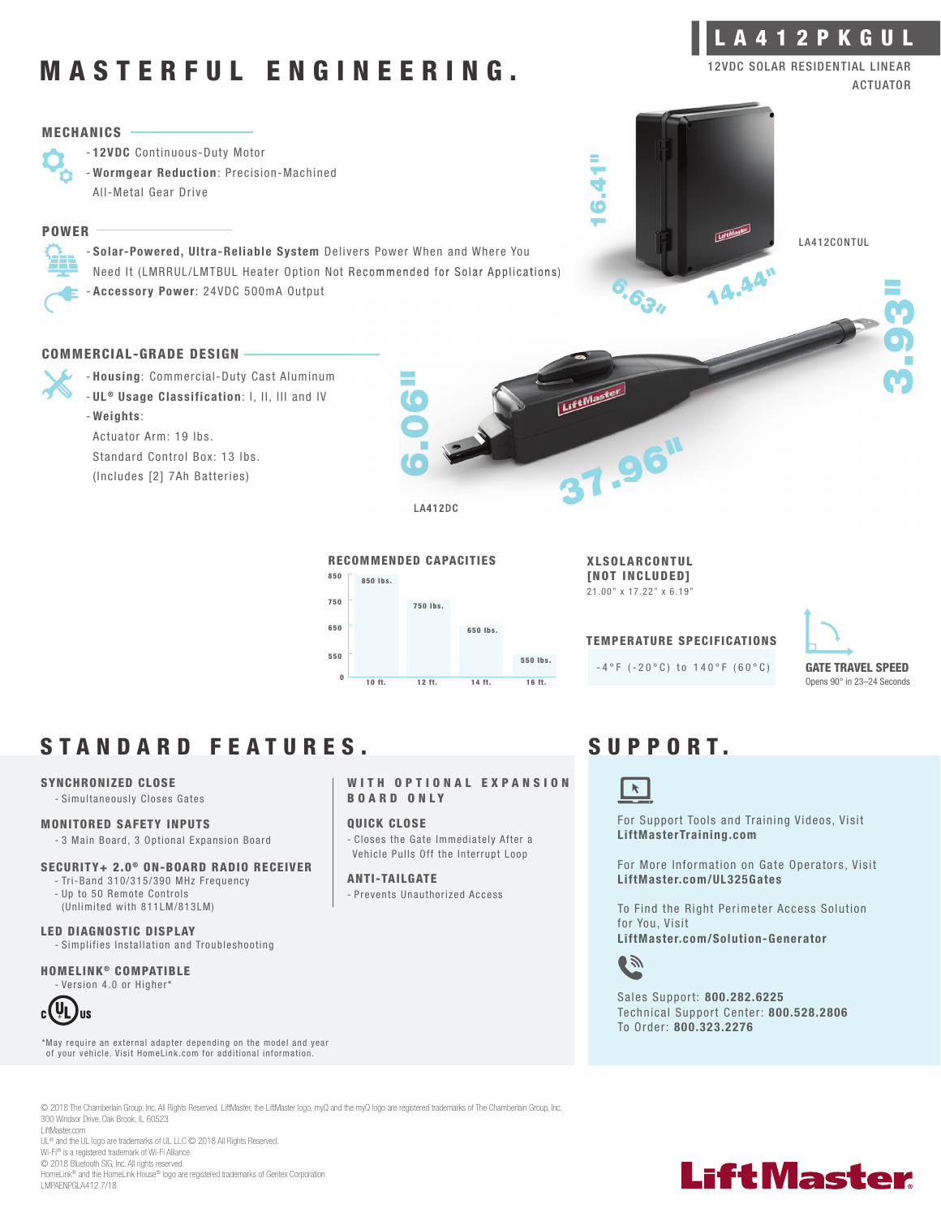# MASTERFUL ENGINEERING.

**LA412PKGUL**

12VDC SOLAR RESIDENTIAL LINEAR ACTUATOR

## MECHANICS

- **12VDC** Continuous-Duty Motor
- **Wormgear Reduction**: Precision-Machined All-Metal Gear Drive

## POWER

- **Solar-Powered, Ultra-Reliable System** Delivers Power When and Where You Need It (LMRRUL/LMTBUL Heater Option Not Recommended for Solar Applications)
- **Accessory Power**: 24VDC 500mA Output

## COMMERCIAL-GRADE DESIGN

- **Housing**: Commercial-Duty Cast Aluminum
- **UL® Usage Classification**: I, II, III and IV
- **Weights**:
  Actuator Arm: 19 lbs.
  Standard Control Box: 13 lbs.
  (Includes [2] 7Ah Batteries)

16.41"
6.63"
14.44"
LA412CONTUL

6.06"
37.96"
3.93"
LA412DC

### RECOMMENDED CAPACITIES

850
750
650
550
0
850 lbs.
750 lbs.
650 lbs.
550 lbs.
10 ft.
12 ft.
14 ft.
16 ft.

### XLSOLARCONTUL [NOT INCLUDED]

21.00" x 17.22" x 6.19"

### TEMPERATURE SPECIFICATIONS

-4°F (-20°C) to 140°F (60°C)

### GATE TRAVEL SPEED

Opens 90° in 23–24 Seconds

# STANDARD FEATURES.

**SYNCHRONIZED CLOSE**
- Simultaneously Closes Gates

**MONITORED SAFETY INPUTS**
- 3 Main Board, 3 Optional Expansion Board

**SECURITY+ 2.0® ON-BOARD RADIO RECEIVER**
- Tri-Band 310/315/390 MHz Frequency
- Up to 50 Remote Controls (Unlimited with 811LM/813LM)

**LED DIAGNOSTIC DISPLAY**
- Simplifies Installation and Troubleshooting

**HOMELINK® COMPATIBLE**
- Version 4.0 or Higher*

c UL us

*May require an external adapter depending on the model and year of your vehicle. Visit HomeLink.com for additional information.

**WITH OPTIONAL EXPANSION BOARD ONLY**

**QUICK CLOSE**
- Closes the Gate Immediately After a Vehicle Pulls Off the Interrupt Loop

**ANTI-TAILGATE**
- Prevents Unauthorized Access

# SUPPORT.

For Support Tools and Training Videos, Visit
**LiftMasterTraining.com**

For More Information on Gate Operators, Visit
**LiftMaster.com/UL325Gates**

To Find the Right Perimeter Access Solution for You, Visit
**LiftMaster.com/Solution-Generator**

Sales Support: **800.282.6225**
Technical Support Center: **800.528.2806**
To Order: **800.323.2276**

© 2018 The Chamberlain Group, Inc. All Rights Reserved. LiftMaster, the LiftMaster logo, myQ and the myQ logo are registered trademarks of The Chamberlain Group, Inc.
300 Windsor Drive, Oak Brook, IL 60523
LiftMaster.com
UL® and the UL logo are trademarks of UL LLC © 2018 All Rights Reserved.
Wi-Fi® is a registered trademark of Wi-Fi Alliance
© 2018 Bluetooth SIG, Inc. All rights reserved.
HomeLink® and the HomeLink House® logo are registered trademarks of Gentex Corporation
LMPAENPGLA412 7/18

LiftMaster®